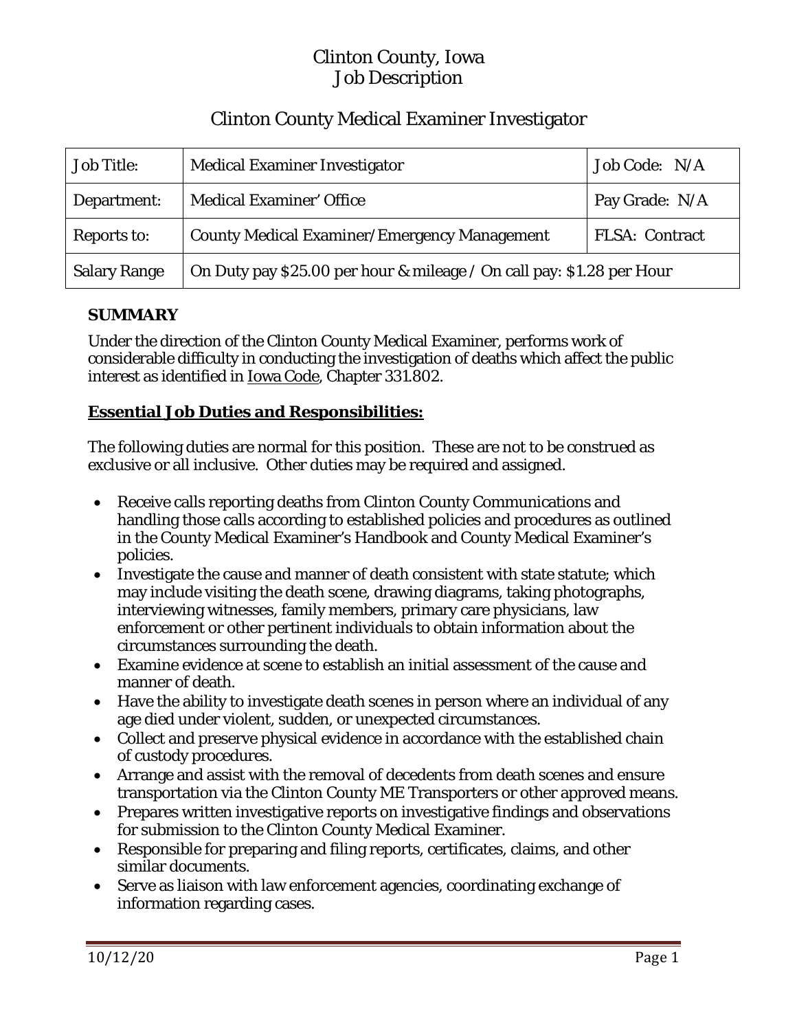# Clinton County, Iowa
# Job Description

## Clinton County Medical Examiner Investigator

| Job Title: | Medical Examiner Investigator | Job Code: N/A |
|---|---|---|
| Department: | Medical Examiner' Office | Pay Grade: N/A |
| Reports to: | County Medical Examiner/Emergency Management | FLSA: Contract |
| Salary Range | On Duty pay $25.00 per hour & mileage / On call pay: $1.28 per Hour | |

**SUMMARY**

Under the direction of the Clinton County Medical Examiner, performs work of considerable difficulty in conducting the investigation of deaths which affect the public interest as identified in Iowa Code, Chapter 331.802.

**Essential Job Duties and Responsibilities:**

The following duties are normal for this position. These are not to be construed as exclusive or all inclusive. Other duties may be required and assigned.

- Receive calls reporting deaths from Clinton County Communications and handling those calls according to established policies and procedures as outlined in the County Medical Examiner's Handbook and County Medical Examiner's policies.
- Investigate the cause and manner of death consistent with state statute; which may include visiting the death scene, drawing diagrams, taking photographs, interviewing witnesses, family members, primary care physicians, law enforcement or other pertinent individuals to obtain information about the circumstances surrounding the death.
- Examine evidence at scene to establish an initial assessment of the cause and manner of death.
- Have the ability to investigate death scenes in person where an individual of any age died under violent, sudden, or unexpected circumstances.
- Collect and preserve physical evidence in accordance with the established chain of custody procedures.
- Arrange and assist with the removal of decedents from death scenes and ensure transportation via the Clinton County ME Transporters or other approved means.
- Prepares written investigative reports on investigative findings and observations for submission to the Clinton County Medical Examiner.
- Responsible for preparing and filing reports, certificates, claims, and other similar documents.
- Serve as liaison with law enforcement agencies, coordinating exchange of information regarding cases.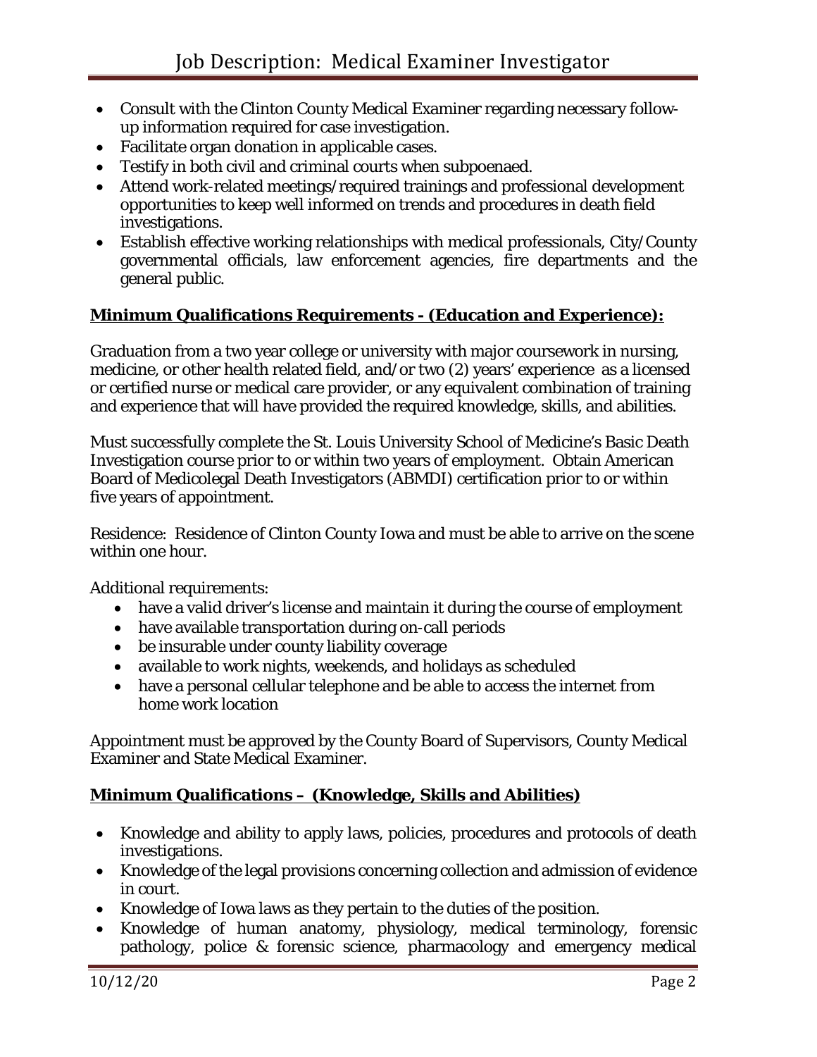- Consult with the Clinton County Medical Examiner regarding necessary follow-up information required for case investigation.
- Facilitate organ donation in applicable cases.
- Testify in both civil and criminal courts when subpoenaed.
- Attend work-related meetings/required trainings and professional development opportunities to keep well informed on trends and procedures in death field investigations.
- Establish effective working relationships with medical professionals, City/County governmental officials, law enforcement agencies, fire departments and the general public.

**Minimum Qualifications Requirements - (Education and Experience):**

Graduation from a two year college or university with major coursework in nursing, medicine, or other health related field, and/or two (2) years' experience as a licensed or certified nurse or medical care provider, or any equivalent combination of training and experience that will have provided the required knowledge, skills, and abilities.

Must successfully complete the St. Louis University School of Medicine's Basic Death Investigation course prior to or within two years of employment. Obtain American Board of Medicolegal Death Investigators (ABMDI) certification prior to or within five years of appointment.

Residence: Residence of Clinton County Iowa and must be able to arrive on the scene within one hour.

Additional requirements:

- have a valid driver's license and maintain it during the course of employment
- have available transportation during on-call periods
- be insurable under county liability coverage
- available to work nights, weekends, and holidays as scheduled
- have a personal cellular telephone and be able to access the internet from home work location

Appointment must be approved by the County Board of Supervisors, County Medical Examiner and State Medical Examiner.

**Minimum Qualifications – (Knowledge, Skills and Abilities)**

- Knowledge and ability to apply laws, policies, procedures and protocols of death investigations.
- Knowledge of the legal provisions concerning collection and admission of evidence in court.
- Knowledge of Iowa laws as they pertain to the duties of the position.
- Knowledge of human anatomy, physiology, medical terminology, forensic pathology, police & forensic science, pharmacology and emergency medical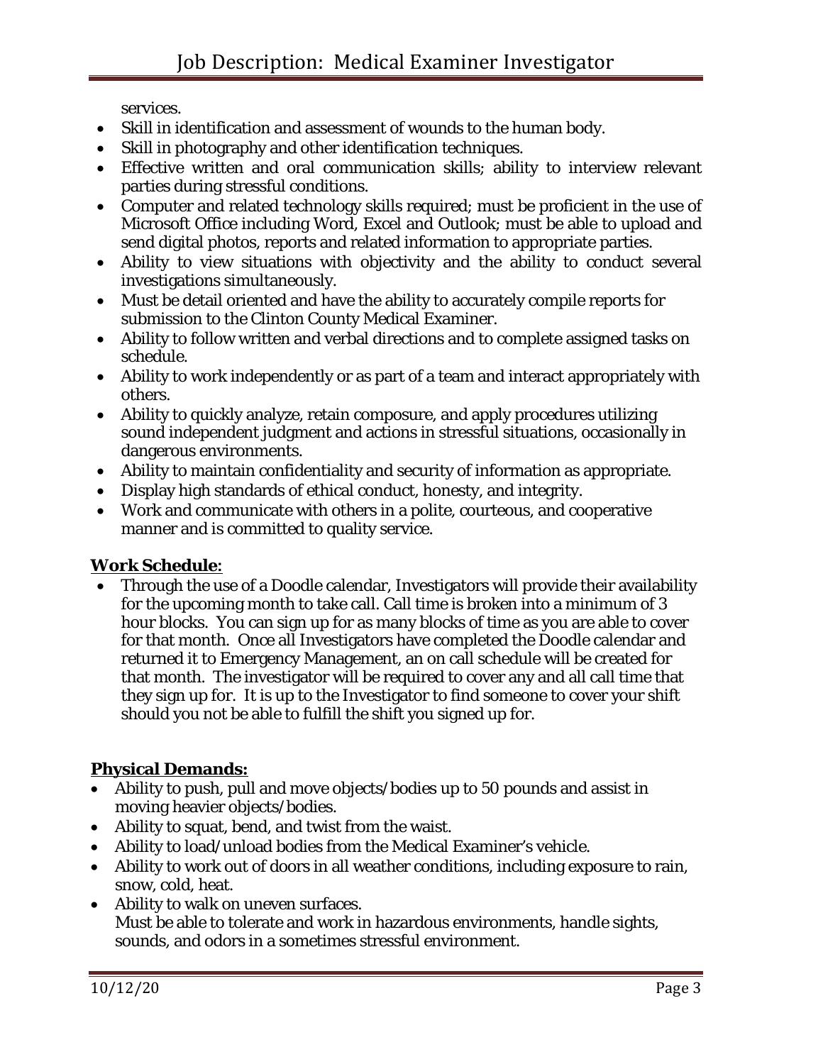services.

- Skill in identification and assessment of wounds to the human body.
- Skill in photography and other identification techniques.
- Effective written and oral communication skills; ability to interview relevant parties during stressful conditions.
- Computer and related technology skills required; must be proficient in the use of Microsoft Office including Word, Excel and Outlook; must be able to upload and send digital photos, reports and related information to appropriate parties.
- Ability to view situations with objectivity and the ability to conduct several investigations simultaneously.
- Must be detail oriented and have the ability to accurately compile reports for submission to the Clinton County Medical Examiner.
- Ability to follow written and verbal directions and to complete assigned tasks on schedule.
- Ability to work independently or as part of a team and interact appropriately with others.
- Ability to quickly analyze, retain composure, and apply procedures utilizing sound independent judgment and actions in stressful situations, occasionally in dangerous environments.
- Ability to maintain confidentiality and security of information as appropriate.
- Display high standards of ethical conduct, honesty, and integrity.
- Work and communicate with others in a polite, courteous, and cooperative manner and is committed to quality service.

**Work Schedule:**

- Through the use of a Doodle calendar, Investigators will provide their availability for the upcoming month to take call. Call time is broken into a minimum of 3 hour blocks. You can sign up for as many blocks of time as you are able to cover for that month. Once all Investigators have completed the Doodle calendar and returned it to Emergency Management, an on call schedule will be created for that month. The investigator will be required to cover any and all call time that they sign up for. It is up to the Investigator to find someone to cover your shift should you not be able to fulfill the shift you signed up for.

**Physical Demands:**

- Ability to push, pull and move objects/bodies up to 50 pounds and assist in moving heavier objects/bodies.
- Ability to squat, bend, and twist from the waist.
- Ability to load/unload bodies from the Medical Examiner's vehicle.
- Ability to work out of doors in all weather conditions, including exposure to rain, snow, cold, heat.
- Ability to walk on uneven surfaces.
  Must be able to tolerate and work in hazardous environments, handle sights, sounds, and odors in a sometimes stressful environment.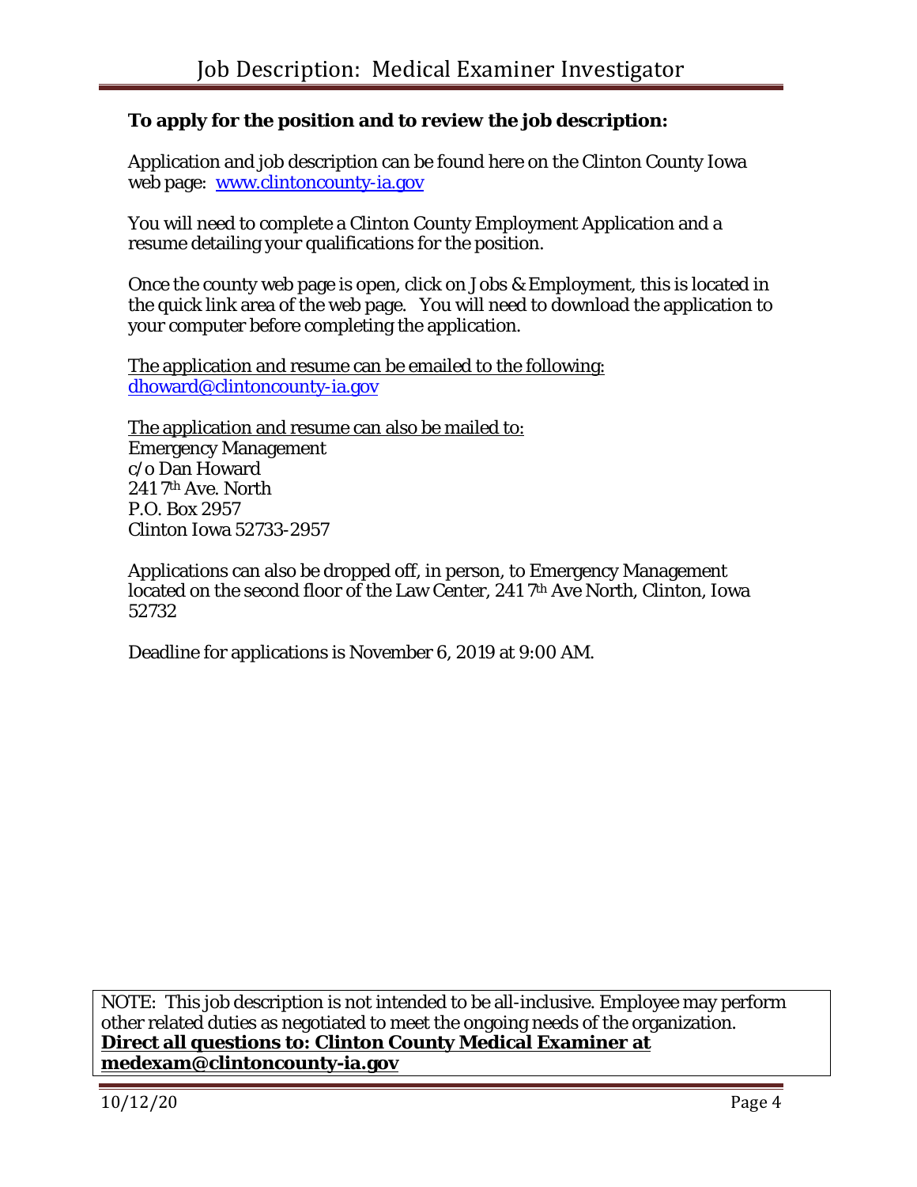**To apply for the position and to review the job description:**

Application and job description can be found here on the Clinton County Iowa web page: www.clintoncounty-ia.gov

You will need to complete a Clinton County Employment Application and a resume detailing your qualifications for the position.

Once the county web page is open, click on Jobs & Employment, this is located in the quick link area of the web page. You will need to download the application to your computer before completing the application.

The application and resume can be emailed to the following:
dhoward@clintoncounty-ia.gov

The application and resume can also be mailed to:
Emergency Management
c/o Dan Howard
241 7th Ave. North
P.O. Box 2957
Clinton Iowa 52733-2957

Applications can also be dropped off, in person, to Emergency Management located on the second floor of the Law Center, 241 7th Ave North, Clinton, Iowa 52732

Deadline for applications is November 6, 2019 at 9:00 AM.

NOTE: This job description is not intended to be all-inclusive. Employee may perform other related duties as negotiated to meet the ongoing needs of the organization.
**Direct all questions to: Clinton County Medical Examiner at medexam@clintoncounty-ia.gov**

10/12/20